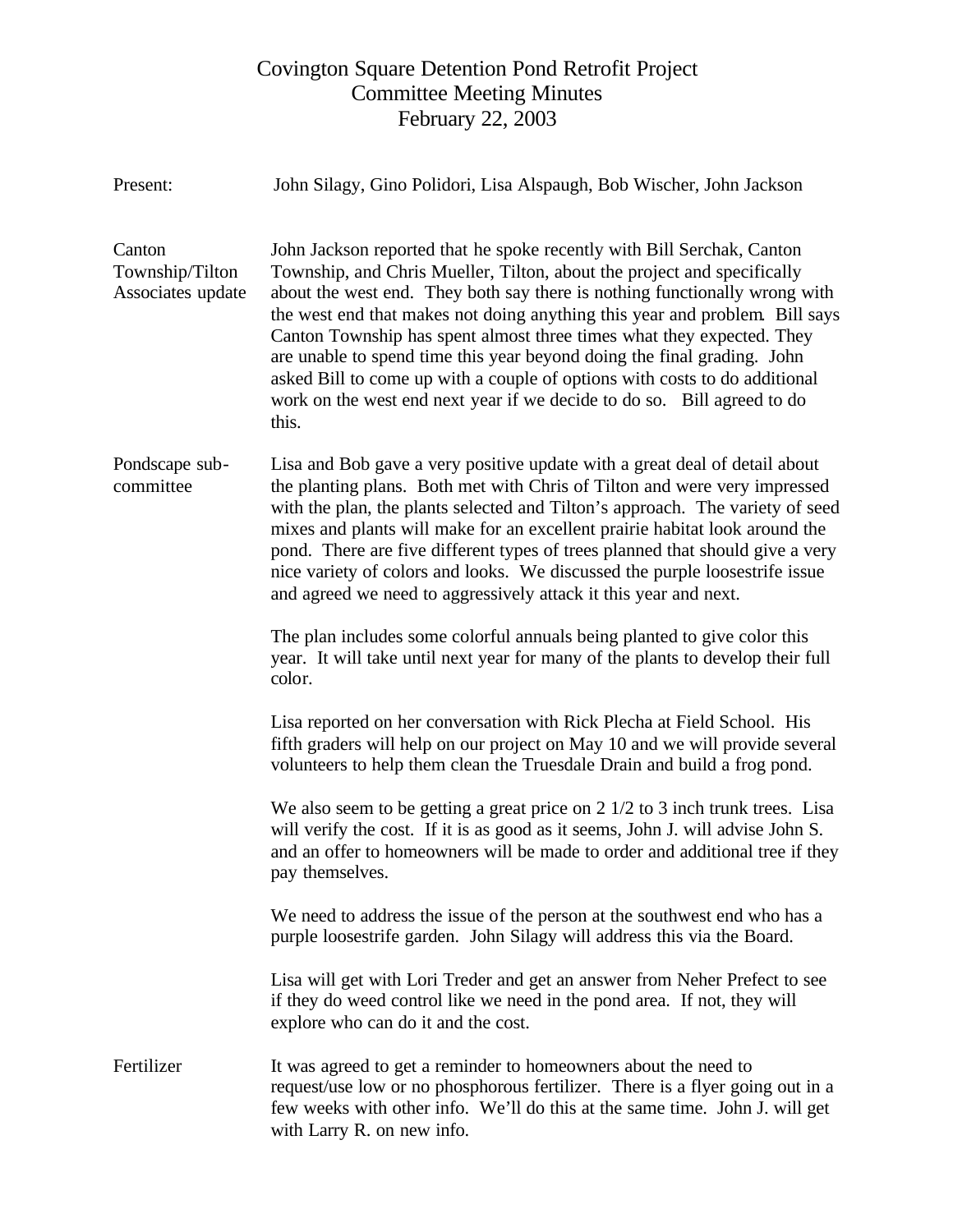# Covington Square Detention Pond Retrofit Project
## Committee Meeting Minutes
### February 22, 2003

**Present:** John Silagy, Gino Polidori, Lisa Alspaugh, Bob Wischer, John Jackson

**Canton Township/Tilton Associates update**

John Jackson reported that he spoke recently with Bill Serchak, Canton Township, and Chris Mueller, Tilton, about the project and specifically about the west end. They both say there is nothing functionally wrong with the west end that makes not doing anything this year and problem. Bill says Canton Township has spent almost three times what they expected. They are unable to spend time this year beyond doing the final grading. John asked Bill to come up with a couple of options with costs to do additional work on the west end next year if we decide to do so. Bill agreed to do this.

**Pondscape sub-committee**

Lisa and Bob gave a very positive update with a great deal of detail about the planting plans. Both met with Chris of Tilton and were very impressed with the plan, the plants selected and Tilton's approach. The variety of seed mixes and plants will make for an excellent prairie habitat look around the pond. There are five different types of trees planned that should give a very nice variety of colors and looks. We discussed the purple loosestrife issue and agreed we need to aggressively attack it this year and next.

The plan includes some colorful annuals being planted to give color this year. It will take until next year for many of the plants to develop their full color.

Lisa reported on her conversation with Rick Plecha at Field School. His fifth graders will help on our project on May 10 and we will provide several volunteers to help them clean the Truesdale Drain and build a frog pond.

We also seem to be getting a great price on 2 1/2 to 3 inch trunk trees. Lisa will verify the cost. If it is as good as it seems, John J. will advise John S. and an offer to homeowners will be made to order and additional tree if they pay themselves.

We need to address the issue of the person at the southwest end who has a purple loosestrife garden. John Silagy will address this via the Board.

Lisa will get with Lori Treder and get an answer from Neher Prefect to see if they do weed control like we need in the pond area. If not, they will explore who can do it and the cost.

**Fertilizer**

It was agreed to get a reminder to homeowners about the need to request/use low or no phosphorous fertilizer. There is a flyer going out in a few weeks with other info. We'll do this at the same time. John J. will get with Larry R. on new info.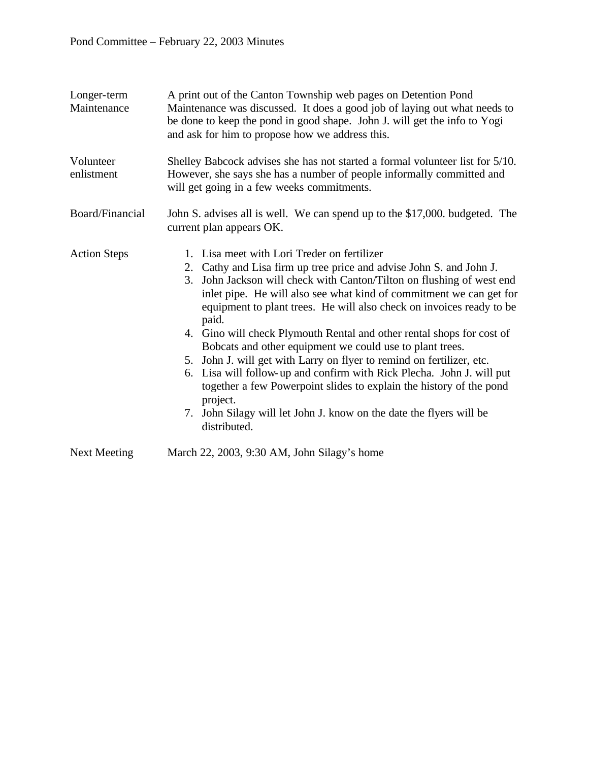Pond Committee – February 22, 2003 Minutes

| | |
|---|---|
| Longer-term Maintenance | A print out of the Canton Township web pages on Detention Pond Maintenance was discussed. It does a good job of laying out what needs to be done to keep the pond in good shape. John J. will get the info to Yogi and ask for him to propose how we address this. |
| Volunteer enlistment | Shelley Babcock advises she has not started a formal volunteer list for 5/10. However, she says she has a number of people informally committed and will get going in a few weeks commitments. |
| Board/Financial | John S. advises all is well. We can spend up to the $17,000. budgeted. The current plan appears OK. |

Action Steps

1. Lisa meet with Lori Treder on fertilizer
2. Cathy and Lisa firm up tree price and advise John S. and John J.
3. John Jackson will check with Canton/Tilton on flushing of west end inlet pipe. He will also see what kind of commitment we can get for equipment to plant trees. He will also check on invoices ready to be paid.
4. Gino will check Plymouth Rental and other rental shops for cost of Bobcats and other equipment we could use to plant trees.
5. John J. will get with Larry on flyer to remind on fertilizer, etc.
6. Lisa will follow-up and confirm with Rick Plecha. John J. will put together a few Powerpoint slides to explain the history of the pond project.
7. John Silagy will let John J. know on the date the flyers will be distributed.

Next Meeting: March 22, 2003, 9:30 AM, John Silagy's home